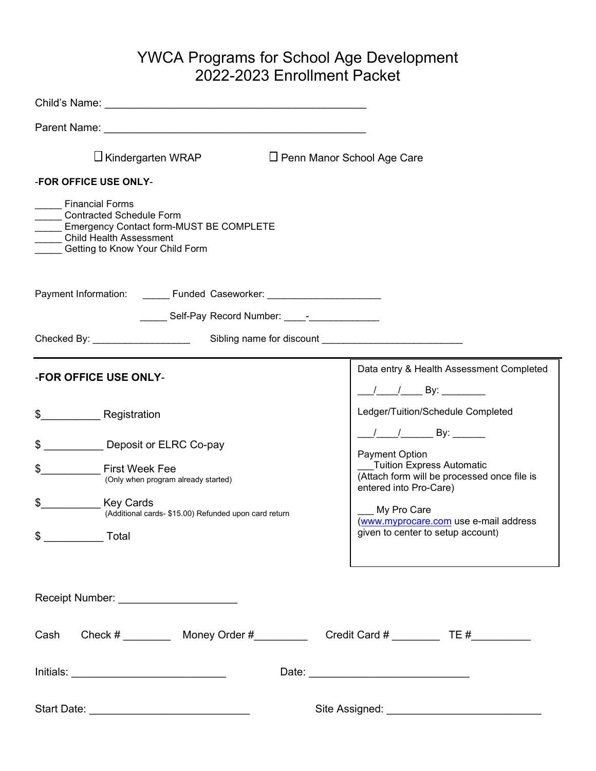# YWCA Programs for School Age Development
# 2022-2023 Enrollment Packet

Child's Name: ____________________________________________

Parent Name: ____________________________________________

☐ Kindergarten WRAP ☐ Penn Manor School Age Care

-**FOR OFFICE USE ONLY**-

_____ Financial Forms
_____ Contracted Schedule Form
_____ Emergency Contact form-MUST BE COMPLETE
_____ Child Health Assessment
_____ Getting to Know Your Child Form

Payment Information: _____ Funded Caseworker: ____________________

_____ Self-Pay Record Number: ____-____________

Checked By: __________________ Sibling name for discount _________________________

---

-**FOR OFFICE USE ONLY**-

$__________ Registration

$ __________ Deposit or ELRC Co-pay

$__________ First Week Fee
(Only when program already started)

$__________ Key Cards
(Additional cards- $15.00) Refunded upon card return

$ __________ Total

Data entry & Health Assessment Completed

___/____/____ By: ________

Ledger/Tuition/Schedule Completed

___/____/______ By: ______

Payment Option
___Tuition Express Automatic
(Attach form will be processed once file is entered into Pro-Care)

___ My Pro Care
(www.myprocare.com use e-mail address given to center to setup account)

Receipt Number: ____________________

Cash Check # ________ Money Order #_________ Credit Card # ________ TE #__________

Initials: __________________________ Date: ___________________________

Start Date: ___________________________ Site Assigned: __________________________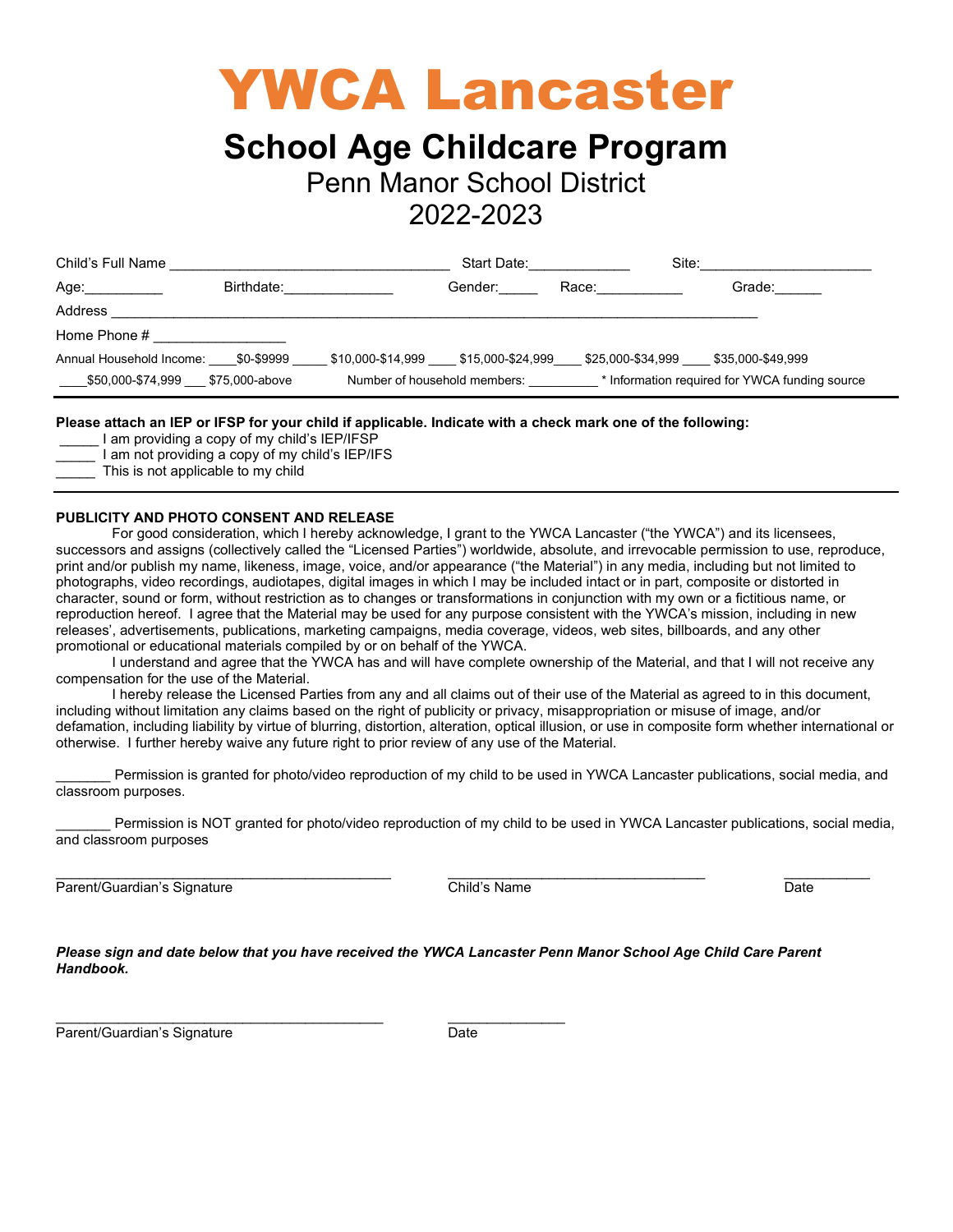# YWCA Lancaster

## School Age Childcare Program

Penn Manor School District
2022-2023

Child's Full Name ___________________________________ Start Date:____________ Site:_____________________

Age:__________ Birthdate:______________ Gender:_____ Race:___________ Grade:______

Address ________________________________________________________________________________

Home Phone # ________________

Annual Household Income: ____$0-$9999 _____ $10,000-$14,999 ____ $15,000-$24,999____ $25,000-$34,999 ____ $35,000-$49,999

____$50,000-$74,999 ___ $75,000-above Number of household members: __________ * Information required for YWCA funding source

---

**Please attach an IEP or IFSP for your child if applicable. Indicate with a check mark one of the following:**

_____ I am providing a copy of my child's IEP/IFSP
_____ I am not providing a copy of my child's IEP/IFS
_____ This is not applicable to my child

---

**PUBLICITY AND PHOTO CONSENT AND RELEASE**

For good consideration, which I hereby acknowledge, I grant to the YWCA Lancaster ("the YWCA") and its licensees, successors and assigns (collectively called the "Licensed Parties") worldwide, absolute, and irrevocable permission to use, reproduce, print and/or publish my name, likeness, image, voice, and/or appearance ("the Material") in any media, including but not limited to photographs, video recordings, audiotapes, digital images in which I may be included intact or in part, composite or distorted in character, sound or form, without restriction as to changes or transformations in conjunction with my own or a fictitious name, or reproduction hereof. I agree that the Material may be used for any purpose consistent with the YWCA's mission, including in new releases', advertisements, publications, marketing campaigns, media coverage, videos, web sites, billboards, and any other promotional or educational materials compiled by or on behalf of the YWCA.

I understand and agree that the YWCA has and will have complete ownership of the Material, and that I will not receive any compensation for the use of the Material.

I hereby release the Licensed Parties from any and all claims out of their use of the Material as agreed to in this document, including without limitation any claims based on the right of publicity or privacy, misappropriation or misuse of image, and/or defamation, including liability by virtue of blurring, distortion, alteration, optical illusion, or use in composite form whether international or otherwise. I further hereby waive any future right to prior review of any use of the Material.

_______ Permission is granted for photo/video reproduction of my child to be used in YWCA Lancaster publications, social media, and classroom purposes.

_______ Permission is NOT granted for photo/video reproduction of my child to be used in YWCA Lancaster publications, social media, and classroom purposes

___________________________________________ ________________________________ ___________
Parent/Guardian's Signature Child's Name Date

***Please sign and date below that you have received the YWCA Lancaster Penn Manor School Age Child Care Parent Handbook.***

__________________________________________ _______________
Parent/Guardian's Signature Date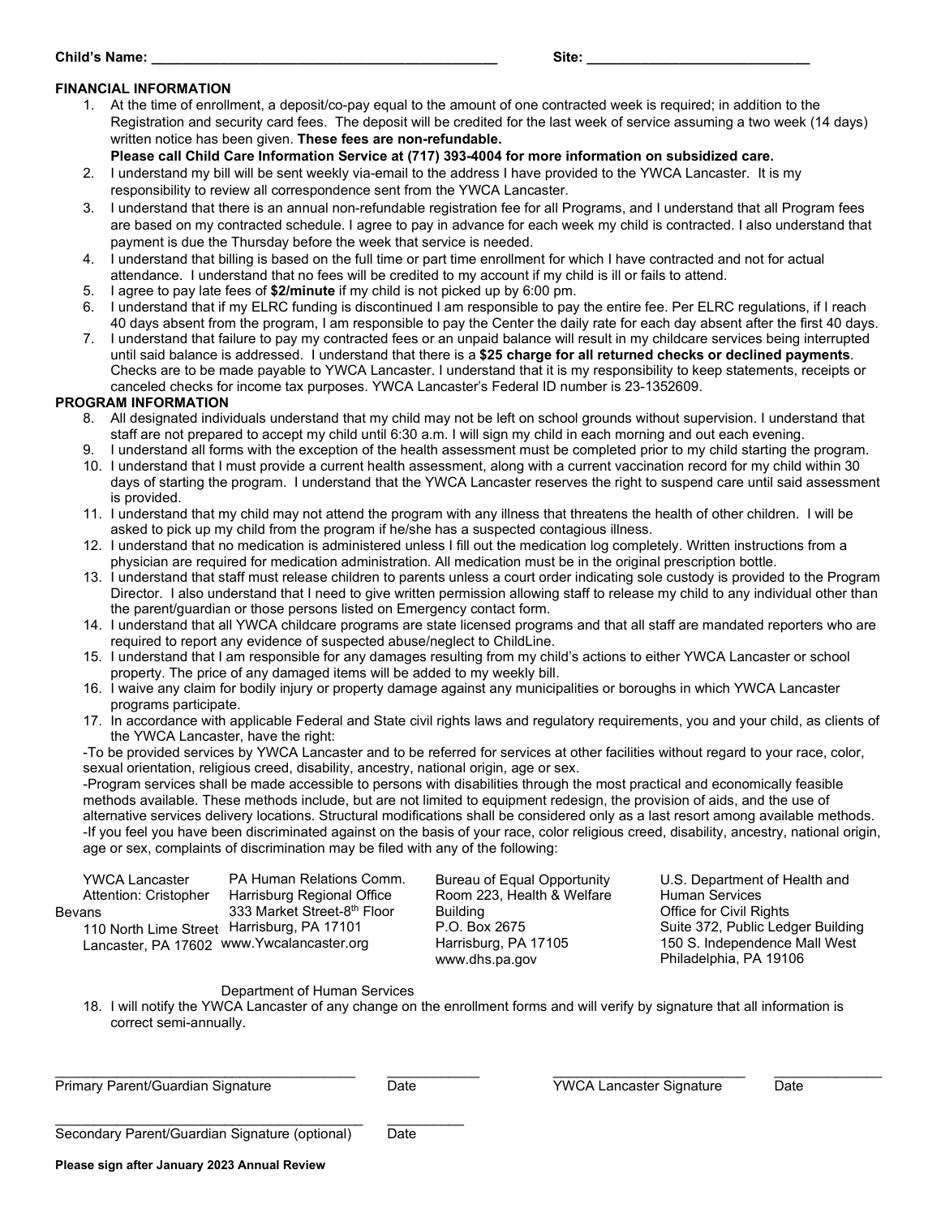Child's Name: ____________________________________________ Site: ____________________________

## FINANCIAL INFORMATION

1. At the time of enrollment, a deposit/co-pay equal to the amount of one contracted week is required; in addition to the Registration and security card fees. The deposit will be credited for the last week of service assuming a two week (14 days) written notice has been given. **These fees are non-refundable.**
   **Please call Child Care Information Service at (717) 393-4004 for more information on subsidized care.**
2. I understand my bill will be sent weekly via-email to the address I have provided to the YWCA Lancaster. It is my responsibility to review all correspondence sent from the YWCA Lancaster.
3. I understand that there is an annual non-refundable registration fee for all Programs, and I understand that all Program fees are based on my contracted schedule. I agree to pay in advance for each week my child is contracted. I also understand that payment is due the Thursday before the week that service is needed.
4. I understand that billing is based on the full time or part time enrollment for which I have contracted and not for actual attendance. I understand that no fees will be credited to my account if my child is ill or fails to attend.
5. I agree to pay late fees of **$2/minute** if my child is not picked up by 6:00 pm.
6. I understand that if my ELRC funding is discontinued I am responsible to pay the entire fee. Per ELRC regulations, if I reach 40 days absent from the program, I am responsible to pay the Center the daily rate for each day absent after the first 40 days.
7. I understand that failure to pay my contracted fees or an unpaid balance will result in my childcare services being interrupted until said balance is addressed. I understand that there is a **$25 charge for all returned checks or declined payments**. Checks are to be made payable to YWCA Lancaster. I understand that it is my responsibility to keep statements, receipts or canceled checks for income tax purposes. YWCA Lancaster's Federal ID number is 23-1352609.

## PROGRAM INFORMATION

8. All designated individuals understand that my child may not be left on school grounds without supervision. I understand that staff are not prepared to accept my child until 6:30 a.m. I will sign my child in each morning and out each evening.
9. I understand all forms with the exception of the health assessment must be completed prior to my child starting the program.
10. I understand that I must provide a current health assessment, along with a current vaccination record for my child within 30 days of starting the program. I understand that the YWCA Lancaster reserves the right to suspend care until said assessment is provided.
11. I understand that my child may not attend the program with any illness that threatens the health of other children. I will be asked to pick up my child from the program if he/she has a suspected contagious illness.
12. I understand that no medication is administered unless I fill out the medication log completely. Written instructions from a physician are required for medication administration. All medication must be in the original prescription bottle.
13. I understand that staff must release children to parents unless a court order indicating sole custody is provided to the Program Director. I also understand that I need to give written permission allowing staff to release my child to any individual other than the parent/guardian or those persons listed on Emergency contact form.
14. I understand that all YWCA childcare programs are state licensed programs and that all staff are mandated reporters who are required to report any evidence of suspected abuse/neglect to ChildLine.
15. I understand that I am responsible for any damages resulting from my child's actions to either YWCA Lancaster or school property. The price of any damaged items will be added to my weekly bill.
16. I waive any claim for bodily injury or property damage against any municipalities or boroughs in which YWCA Lancaster programs participate.
17. In accordance with applicable Federal and State civil rights laws and regulatory requirements, you and your child, as clients of the YWCA Lancaster, have the right:

-To be provided services by YWCA Lancaster and to be referred for services at other facilities without regard to your race, color, sexual orientation, religious creed, disability, ancestry, national origin, age or sex.

-Program services shall be made accessible to persons with disabilities through the most practical and economically feasible methods available. These methods include, but are not limited to equipment redesign, the provision of aids, and the use of alternative services delivery locations. Structural modifications shall be considered only as a last resort among available methods.

-If you feel you have been discriminated against on the basis of your race, color religious creed, disability, ancestry, national origin, age or sex, complaints of discrimination may be filed with any of the following:

| YWCA Lancaster | PA Human Relations Comm. | Bureau of Equal Opportunity | U.S. Department of Health and Human Services |
|---|---|---|---|
| Attention: Cristopher Bevans | Harrisburg Regional Office | Room 223, Health & Welfare Building | Office for Civil Rights |
| 110 North Lime Street | 333 Market Street-8th Floor | P.O. Box 2675 | Suite 372, Public Ledger Building |
| Lancaster, PA 17602 | Harrisburg, PA 17101 | Harrisburg, PA 17105 | 150 S. Independence Mall West |
| | www.Ywcalancaster.org | www.dhs.pa.gov | Philadelphia, PA 19106 |
| | Department of Human Services | | |

18. I will notify the YWCA Lancaster of any change on the enrollment forms and will verify by signature that all information is correct semi-annually.

_________________________________ ___________ _________________________ ___________
Primary Parent/Guardian Signature Date YWCA Lancaster Signature Date

_________________________________ ___________
Secondary Parent/Guardian Signature (optional) Date

**Please sign after January 2023 Annual Review**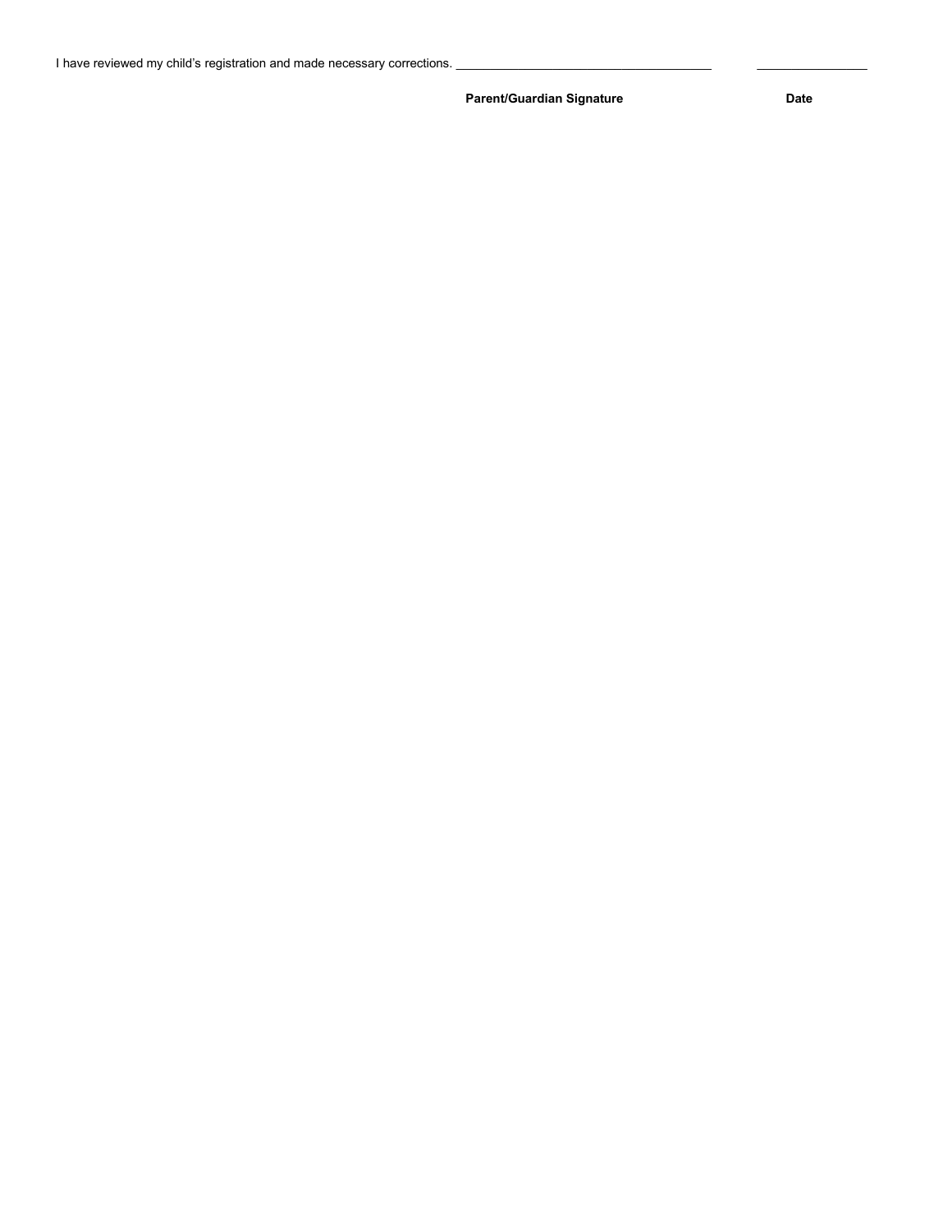I have reviewed my child's registration and made necessary corrections. ______________________________________ ________________

**Parent/Guardian Signature** **Date**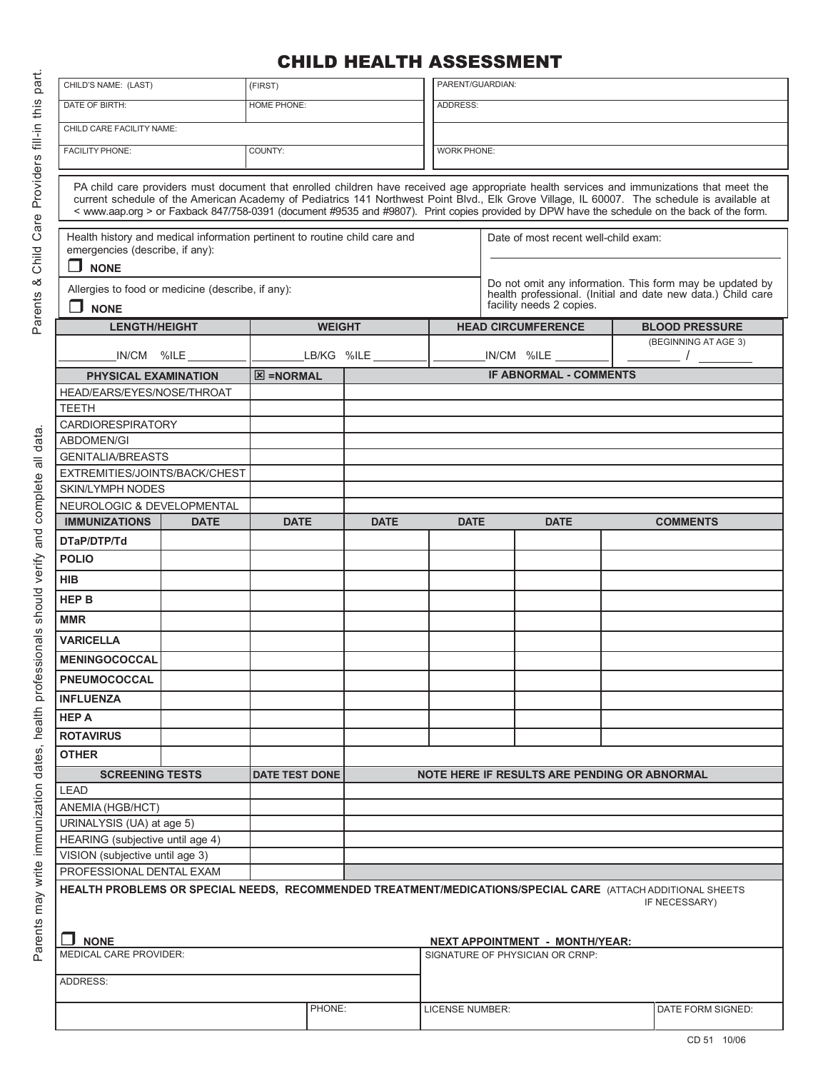# CHILD HEALTH ASSESSMENT

*Parents & Child Care Providers fill-in this part.*

| CHILD'S NAME: (LAST) | (FIRST) | PARENT/GUARDIAN: |
|---|---|---|
| DATE OF BIRTH: | HOME PHONE: | ADDRESS: |
| CHILD CARE FACILITY NAME: | | |
| FACILITY PHONE: | COUNTY: | WORK PHONE: |

PA child care providers must document that enrolled children have received age appropriate health services and immunizations that meet the current schedule of the American Academy of Pediatrics 141 Northwest Point Blvd., Elk Grove Village, IL 60007. The schedule is available at < www.aap.org > or Faxback 847/758-0391 (document #9535 and #9807). Print copies provided by DPW have the schedule on the back of the form.

*Parents may write immunization dates, health professionals should verify and complete all data.*

| Health history and medical information pertinent to routine child care and emergencies (describe, if any): ☐ **NONE** | Date of most recent well-child exam: |
|---|---|
| Allergies to food or medicine (describe, if any): ☐ **NONE** | Do not omit any information. This form may be updated by health professional. (Initial and date new data.) Child care facility needs 2 copies. |

| LENGTH/HEIGHT | WEIGHT | HEAD CIRCUMFERENCE | BLOOD PRESSURE (BEGINNING AT AGE 3) |
|---|---|---|---|
| ____IN/CM %ILE ____ | ____LB/KG %ILE ____ | ____IN/CM %ILE ____ | ____ / ____ |

| PHYSICAL EXAMINATION | ☒ =NORMAL | IF ABNORMAL - COMMENTS |
|---|---|---|
| HEAD/EARS/EYES/NOSE/THROAT | | |
| TEETH | | |
| CARDIORESPIRATORY | | |
| ABDOMEN/GI | | |
| GENITALIA/BREASTS | | |
| EXTREMITIES/JOINTS/BACK/CHEST | | |
| SKIN/LYMPH NODES | | |
| NEUROLOGIC & DEVELOPMENTAL | | |

| IMMUNIZATIONS | DATE | DATE | DATE | DATE | DATE | COMMENTS |
|---|---|---|---|---|---|---|
| **DTaP/DTP/Td** | | | | | | |
| **POLIO** | | | | | | |
| **HIB** | | | | | | |
| **HEP B** | | | | | | |
| **MMR** | | | | | | |
| **VARICELLA** | | | | | | |
| **MENINGOCOCCAL** | | | | | | |
| **PNEUMOCOCCAL** | | | | | | |
| **INFLUENZA** | | | | | | |
| **HEP A** | | | | | | |
| **ROTAVIRUS** | | | | | | |
| **OTHER** | | | | | | |

| SCREENING TESTS | DATE TEST DONE | NOTE HERE IF RESULTS ARE PENDING OR ABNORMAL |
|---|---|---|
| LEAD | | |
| ANEMIA (HGB/HCT) | | |
| URINALYSIS (UA) at age 5) | | |
| HEARING (subjective until age 4) | | |
| VISION (subjective until age 3) | | |
| PROFESSIONAL DENTAL EXAM | | |

**HEALTH PROBLEMS OR SPECIAL NEEDS, RECOMMENDED TREATMENT/MEDICATIONS/SPECIAL CARE** (ATTACH ADDITIONAL SHEETS IF NECESSARY)

☐ **NONE** **NEXT APPOINTMENT - MONTH/YEAR:**

| MEDICAL CARE PROVIDER: | | SIGNATURE OF PHYSICIAN OR CRNP: | |
|---|---|---|---|
| ADDRESS: | | | |
| | PHONE: | LICENSE NUMBER: | DATE FORM SIGNED: |

CD 51 10/06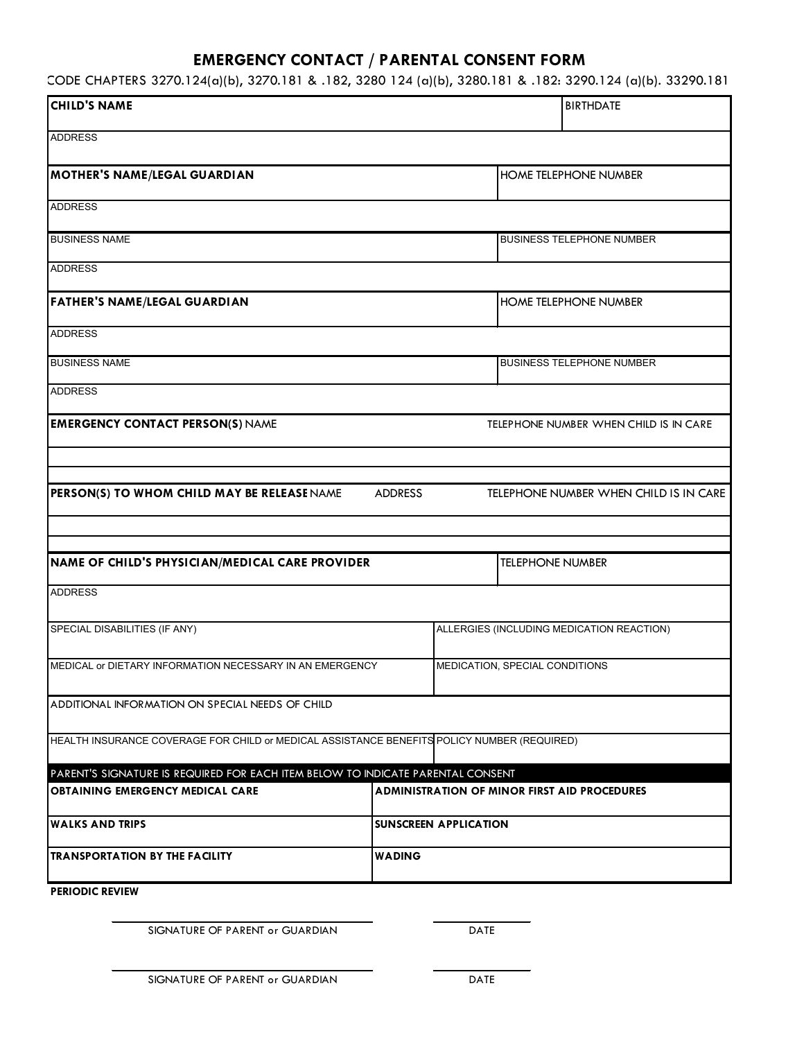# EMERGENCY CONTACT / PARENTAL CONSENT FORM

CODE CHAPTERS 3270.124(a)(b), 3270.181 & .182, 3280 124 (a)(b), 3280.181 & .182: 3290.124 (a)(b). 33290.181

| **CHILD'S NAME** | BIRTHDATE |
|---|---|
| ADDRESS | |
| **MOTHER'S NAME/LEGAL GUARDIAN** | HOME TELEPHONE NUMBER |
| ADDRESS | |
| BUSINESS NAME | BUSINESS TELEPHONE NUMBER |
| ADDRESS | |
| **FATHER'S NAME/LEGAL GUARDIAN** | HOME TELEPHONE NUMBER |
| ADDRESS | |
| BUSINESS NAME | BUSINESS TELEPHONE NUMBER |
| ADDRESS | |

| **EMERGENCY CONTACT PERSON(S)** NAME | TELEPHONE NUMBER WHEN CHILD IS IN CARE |
|---|---|
| | |
| | |

| **PERSON(S) TO WHOM CHILD MAY BE RELEASE** NAME | ADDRESS | TELEPHONE NUMBER WHEN CHILD IS IN CARE |
|---|---|---|
| | | |
| | | |

| **NAME OF CHILD'S PHYSICIAN/MEDICAL CARE PROVIDER** | TELEPHONE NUMBER |
|---|---|
| ADDRESS | |
| SPECIAL DISABILITIES (IF ANY) | ALLERGIES (INCLUDING MEDICATION REACTION) |
| MEDICAL or DIETARY INFORMATION NECESSARY IN AN EMERGENCY | MEDICATION, SPECIAL CONDITIONS |
| ADDITIONAL INFORMATION ON SPECIAL NEEDS OF CHILD | |
| HEALTH INSURANCE COVERAGE FOR CHILD or MEDICAL ASSISTANCE BENEFITS | POLICY NUMBER (REQUIRED) |

| PARENT'S SIGNATURE IS REQUIRED FOR EACH ITEM BELOW TO INDICATE PARENTAL CONSENT | |
|---|---|
| **OBTAINING EMERGENCY MEDICAL CARE** | **ADMINISTRATION OF MINOR FIRST AID PROCEDURES** |
| **WALKS AND TRIPS** | **SUNSCREEN APPLICATION** |
| **TRANSPORTATION BY THE FACILITY** | **WADING** |

**PERIODIC REVIEW**

_______________________________ SIGNATURE OF PARENT or GUARDIAN &nbsp;&nbsp;&nbsp; ____________ DATE

_______________________________ SIGNATURE OF PARENT or GUARDIAN &nbsp;&nbsp;&nbsp; ____________ DATE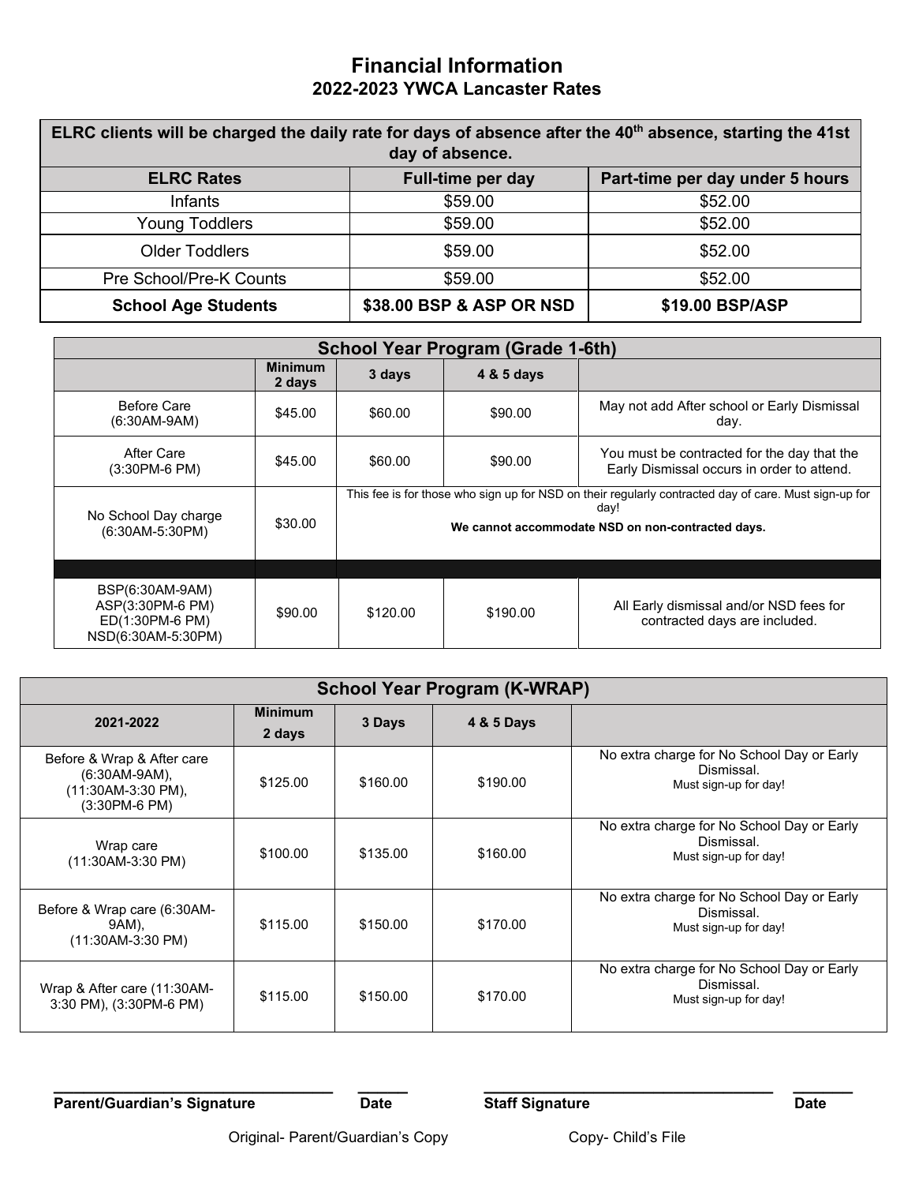# Financial Information

## 2022-2023 YWCA Lancaster Rates

| ELRC clients will be charged the daily rate for days of absence after the 40th absence, starting the 41st day of absence. | | |
|---|---|---|
| **ELRC Rates** | **Full-time per day** | **Part-time per day under 5 hours** |
| Infants | $59.00 | $52.00 |
| Young Toddlers | $59.00 | $52.00 |
| Older Toddlers | $59.00 | $52.00 |
| Pre School/Pre-K Counts | $59.00 | $52.00 |
| **School Age Students** | **$38.00 BSP & ASP OR NSD** | **$19.00 BSP/ASP** |

| School Year Program (Grade 1-6th) | | | | |
|---|---|---|---|---|
| | **Minimum 2 days** | **3 days** | **4 & 5 days** | |
| Before Care (6:30AM-9AM) | $45.00 | $60.00 | $90.00 | May not add After school or Early Dismissal day. |
| After Care (3:30PM-6 PM) | $45.00 | $60.00 | $90.00 | You must be contracted for the day that the Early Dismissal occurs in order to attend. |
| No School Day charge (6:30AM-5:30PM) | $30.00 | This fee is for those who sign up for NSD on their regularly contracted day of care. Must sign-up for day! **We cannot accommodate NSD on non-contracted days.** | | |
| | | | | |
| BSP(6:30AM-9AM) ASP(3:30PM-6 PM) ED(1:30PM-6 PM) NSD(6:30AM-5:30PM) | $90.00 | $120.00 | $190.00 | All Early dismissal and/or NSD fees for contracted days are included. |

| School Year Program (K-WRAP) | | | | |
|---|---|---|---|---|
| **2021-2022** | **Minimum 2 days** | **3 Days** | **4 & 5 Days** | |
| Before & Wrap & After care (6:30AM-9AM), (11:30AM-3:30 PM), (3:30PM-6 PM) | $125.00 | $160.00 | $190.00 | No extra charge for No School Day or Early Dismissal. Must sign-up for day! |
| Wrap care (11:30AM-3:30 PM) | $100.00 | $135.00 | $160.00 | No extra charge for No School Day or Early Dismissal. Must sign-up for day! |
| Before & Wrap care (6:30AM-9AM), (11:30AM-3:30 PM) | $115.00 | $150.00 | $170.00 | No extra charge for No School Day or Early Dismissal. Must sign-up for day! |
| Wrap & After care (11:30AM-3:30 PM), (3:30PM-6 PM) | $115.00 | $150.00 | $170.00 | No extra charge for No School Day or Early Dismissal. Must sign-up for day! |

_______________________________ ______ _______________________________ ______

**Parent/Guardian's Signature** **Date** **Staff Signature** **Date**

Original- Parent/Guardian's Copy Copy- Child's File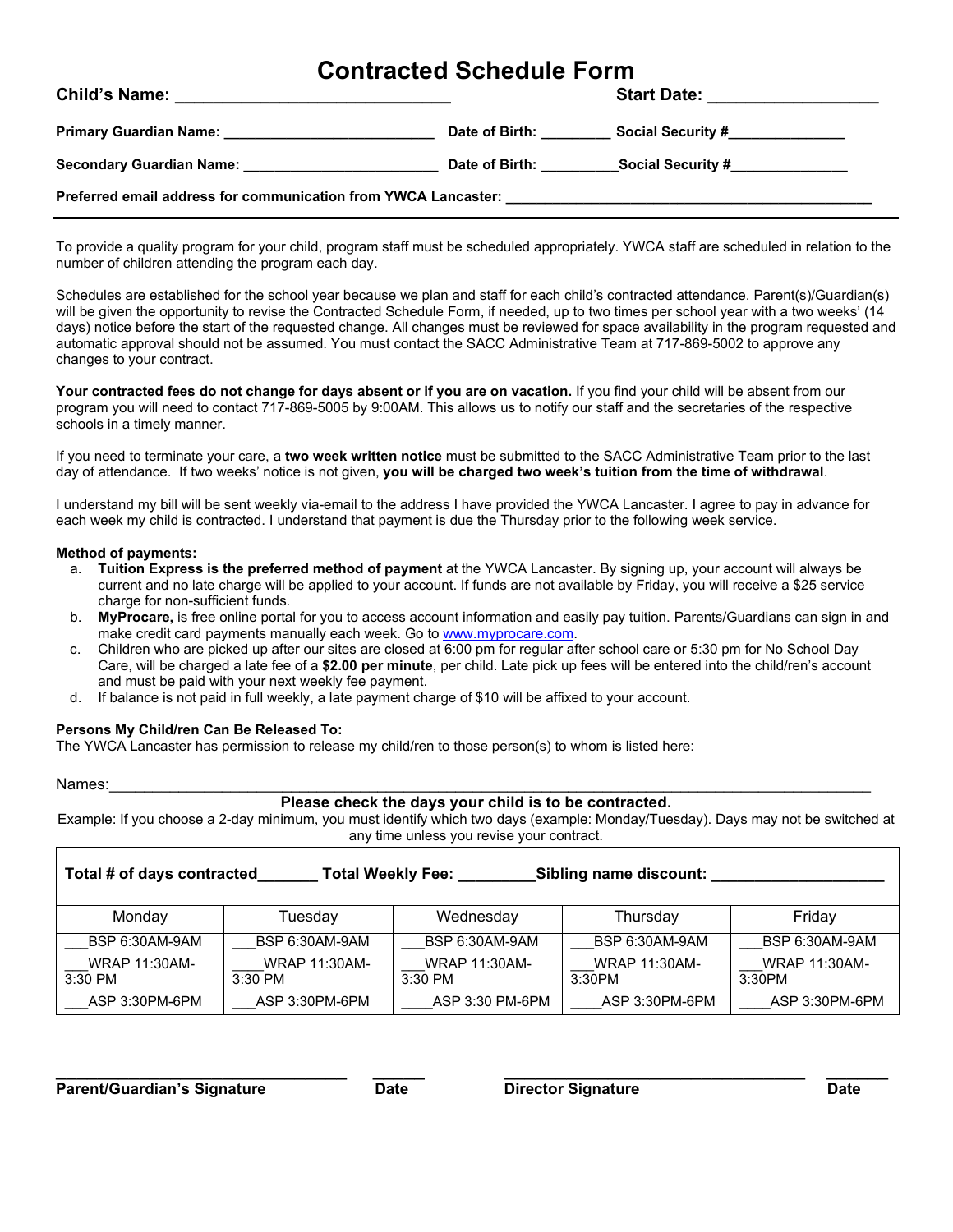# Contracted Schedule Form

**Child's Name: _____________________________ Start Date: __________________**

**Primary Guardian Name: __________________________ Date of Birth: _________ Social Security #_______________**

**Secondary Guardian Name: ________________________ Date of Birth: __________Social Security #_______________**

**Preferred email address for communication from YWCA Lancaster: _______________________________________________**

---

To provide a quality program for your child, program staff must be scheduled appropriately. YWCA staff are scheduled in relation to the number of children attending the program each day.

Schedules are established for the school year because we plan and staff for each child's contracted attendance. Parent(s)/Guardian(s) will be given the opportunity to revise the Contracted Schedule Form, if needed, up to two times per school year with a two weeks' (14 days) notice before the start of the requested change. All changes must be reviewed for space availability in the program requested and automatic approval should not be assumed. You must contact the SACC Administrative Team at 717-869-5002 to approve any changes to your contract.

**Your contracted fees do not change for days absent or if you are on vacation.** If you find your child will be absent from our program you will need to contact 717-869-5005 by 9:00AM. This allows us to notify our staff and the secretaries of the respective schools in a timely manner.

If you need to terminate your care, a **two week written notice** must be submitted to the SACC Administrative Team prior to the last day of attendance. If two weeks' notice is not given, **you will be charged two week's tuition from the time of withdrawal**.

I understand my bill will be sent weekly via-email to the address I have provided the YWCA Lancaster. I agree to pay in advance for each week my child is contracted. I understand that payment is due the Thursday prior to the following week service.

**Method of payments:**

a. **Tuition Express is the preferred method of payment** at the YWCA Lancaster. By signing up, your account will always be current and no late charge will be applied to your account. If funds are not available by Friday, you will receive a $25 service charge for non-sufficient funds.
b. **MyProcare,** is free online portal for you to access account information and easily pay tuition. Parents/Guardians can sign in and make credit card payments manually each week. Go to www.myprocare.com.
c. Children who are picked up after our sites are closed at 6:00 pm for regular after school care or 5:30 pm for No School Day Care, will be charged a late fee of a **$2.00 per minute**, per child. Late pick up fees will be entered into the child/ren's account and must be paid with your next weekly fee payment.
d. If balance is not paid in full weekly, a late payment charge of $10 will be affixed to your account.

**Persons My Child/ren Can Be Released To:**
The YWCA Lancaster has permission to release my child/ren to those person(s) to whom is listed here:

Names:_____________________________________________________________________________________________

**Please check the days your child is to be contracted.**

Example: If you choose a 2-day minimum, you must identify which two days (example: Monday/Tuesday). Days may not be switched at any time unless you revise your contract.

**Total # of days contracted_______ Total Weekly Fee: _________Sibling name discount: ____________________**

| Monday | Tuesday | Wednesday | Thursday | Friday |
|---|---|---|---|---|
| ___BSP 6:30AM-9AM | ___BSP 6:30AM-9AM | ___BSP 6:30AM-9AM | ___BSP 6:30AM-9AM | ___BSP 6:30AM-9AM |
| ___WRAP 11:30AM-3:30 PM | ____WRAP 11:30AM-3:30 PM | ___WRAP 11:30AM-3:30 PM | ___WRAP 11:30AM-3:30PM | ___WRAP 11:30AM-3:30PM |
| ___ASP 3:30PM-6PM | ___ASP 3:30PM-6PM | ____ASP 3:30 PM-6PM | ____ASP 3:30PM-6PM | ____ASP 3:30PM-6PM |

_________________________________ ______ ___________________________________ _______
**Parent/Guardian's Signature Date Director Signature Date**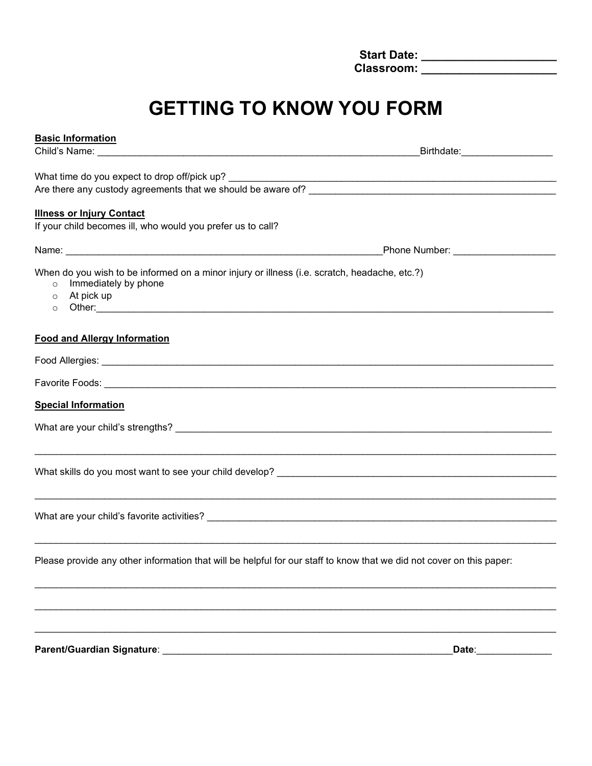**Start Date: ____________________**
**Classroom: ____________________**

# GETTING TO KNOW YOU FORM

**Basic Information**

Child's Name: ____________________________________________________________Birthdate:________________

What time do you expect to drop off/pick up? _____________________________________________________________

Are there any custody agreements that we should be aware of? ______________________________________________

**Illness or Injury Contact**

If your child becomes ill, who would you prefer us to call?

Name: ____________________________________________________________Phone Number: __________________

When do you wish to be informed on a minor injury or illness (i.e. scratch, headache, etc.?)

- Immediately by phone
- At pick up
- Other:_______________________________________________________________________________

**Food and Allergy Information**

Food Allergies: _______________________________________________________________________________

Favorite Foods: _______________________________________________________________________________

**Special Information**

What are your child's strengths? ______________________________________________________________________

_____________________________________________________________________________________________

What skills do you most want to see your child develop? ___________________________________________________

_____________________________________________________________________________________________

What are your child's favorite activities? _________________________________________________________________

_____________________________________________________________________________________________

Please provide any other information that will be helpful for our staff to know that we did not cover on this paper:

_____________________________________________________________________________________________

_____________________________________________________________________________________________

_____________________________________________________________________________________________

**Parent/Guardian Signature**: _______________________________________________________**Date**:_____________